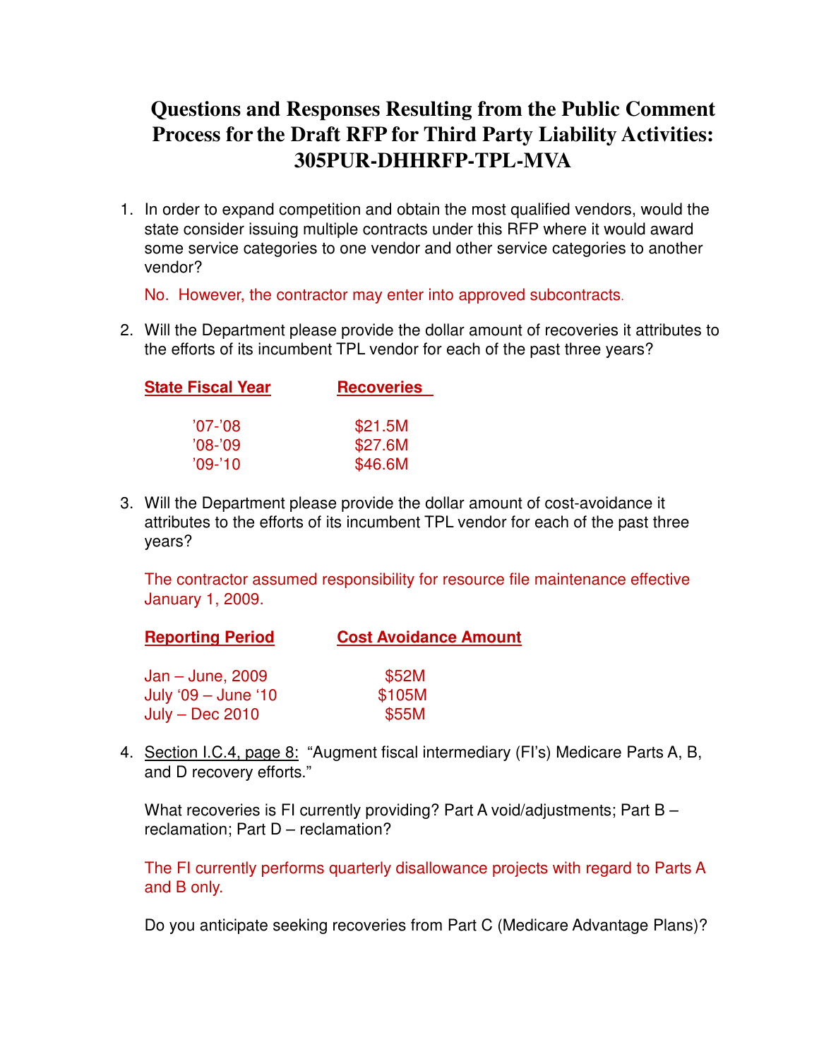# Questions and Responses Resulting from the Public Comment Process for the Draft RFP for Third Party Liability Activities: 305PUR-DHHRFP-TPL-MVA

1. In order to expand competition and obtain the most qualified vendors, would the state consider issuing multiple contracts under this RFP where it would award some service categories to one vendor and other service categories to another vendor?

   No. However, the contractor may enter into approved subcontracts.

2. Will the Department please provide the dollar amount of recoveries it attributes to the efforts of its incumbent TPL vendor for each of the past three years?

   | State Fiscal Year | Recoveries |
   |---|---|
   | '07-'08 | $21.5M |
   | '08-'09 | $27.6M |
   | '09-'10 | $46.6M |

3. Will the Department please provide the dollar amount of cost-avoidance it attributes to the efforts of its incumbent TPL vendor for each of the past three years?

   The contractor assumed responsibility for resource file maintenance effective January 1, 2009.

   | Reporting Period | Cost Avoidance Amount |
   |---|---|
   | Jan – June, 2009 | $52M |
   | July '09 – June '10 | $105M |
   | July – Dec 2010 | $55M |

4. Section I.C.4, page 8: "Augment fiscal intermediary (FI's) Medicare Parts A, B, and D recovery efforts."

   What recoveries is FI currently providing? Part A void/adjustments; Part B – reclamation; Part D – reclamation?

   The FI currently performs quarterly disallowance projects with regard to Parts A and B only.

   Do you anticipate seeking recoveries from Part C (Medicare Advantage Plans)?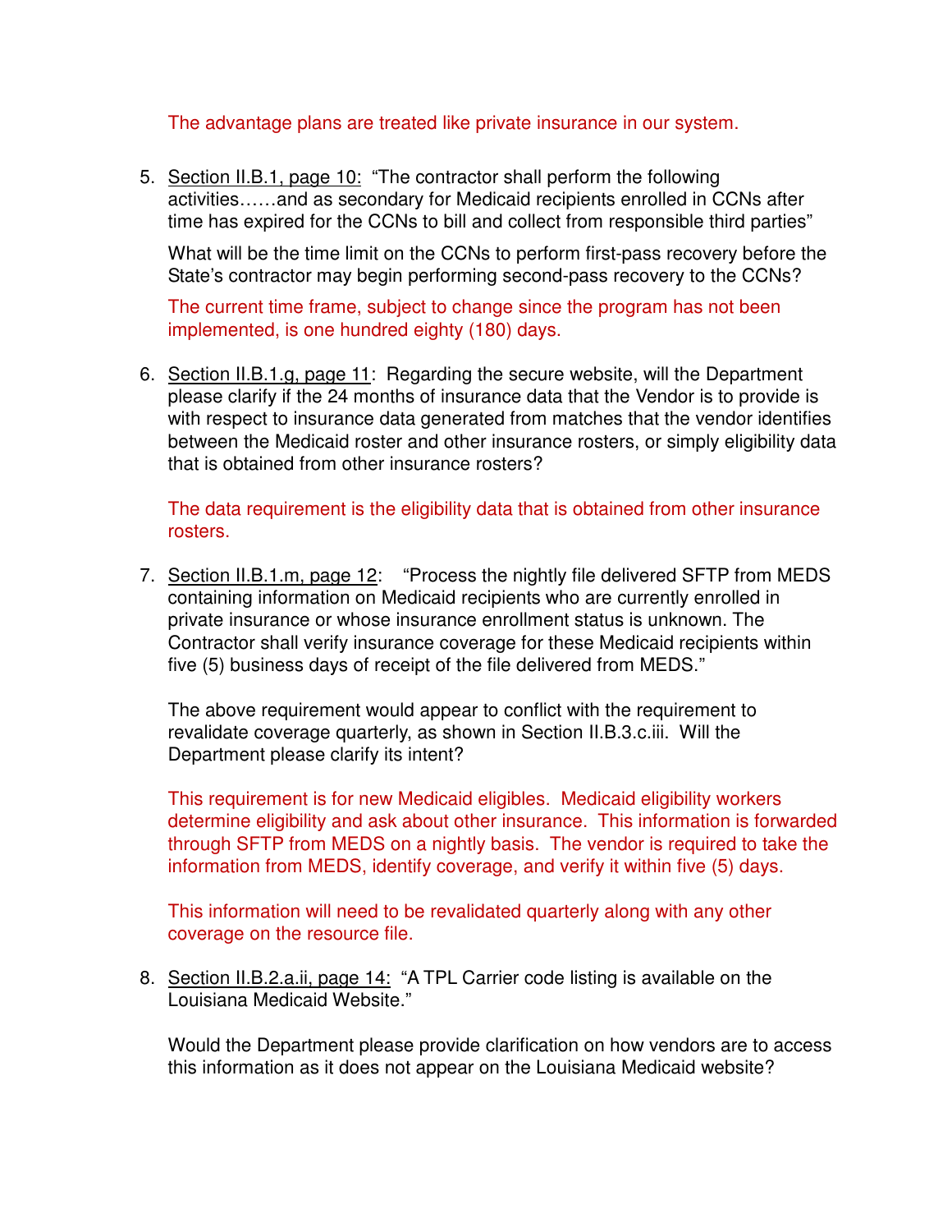The advantage plans are treated like private insurance in our system.

5. Section II.B.1, page 10: "The contractor shall perform the following activities……and as secondary for Medicaid recipients enrolled in CCNs after time has expired for the CCNs to bill and collect from responsible third parties"

   What will be the time limit on the CCNs to perform first-pass recovery before the State's contractor may begin performing second-pass recovery to the CCNs?

   The current time frame, subject to change since the program has not been implemented, is one hundred eighty (180) days.

6. Section II.B.1.g, page 11: Regarding the secure website, will the Department please clarify if the 24 months of insurance data that the Vendor is to provide is with respect to insurance data generated from matches that the vendor identifies between the Medicaid roster and other insurance rosters, or simply eligibility data that is obtained from other insurance rosters?

   The data requirement is the eligibility data that is obtained from other insurance rosters.

7. Section II.B.1.m, page 12: "Process the nightly file delivered SFTP from MEDS containing information on Medicaid recipients who are currently enrolled in private insurance or whose insurance enrollment status is unknown. The Contractor shall verify insurance coverage for these Medicaid recipients within five (5) business days of receipt of the file delivered from MEDS."

   The above requirement would appear to conflict with the requirement to revalidate coverage quarterly, as shown in Section II.B.3.c.iii. Will the Department please clarify its intent?

   This requirement is for new Medicaid eligibles. Medicaid eligibility workers determine eligibility and ask about other insurance. This information is forwarded through SFTP from MEDS on a nightly basis. The vendor is required to take the information from MEDS, identify coverage, and verify it within five (5) days.

   This information will need to be revalidated quarterly along with any other coverage on the resource file.

8. Section II.B.2.a.ii, page 14: "A TPL Carrier code listing is available on the Louisiana Medicaid Website."

   Would the Department please provide clarification on how vendors are to access this information as it does not appear on the Louisiana Medicaid website?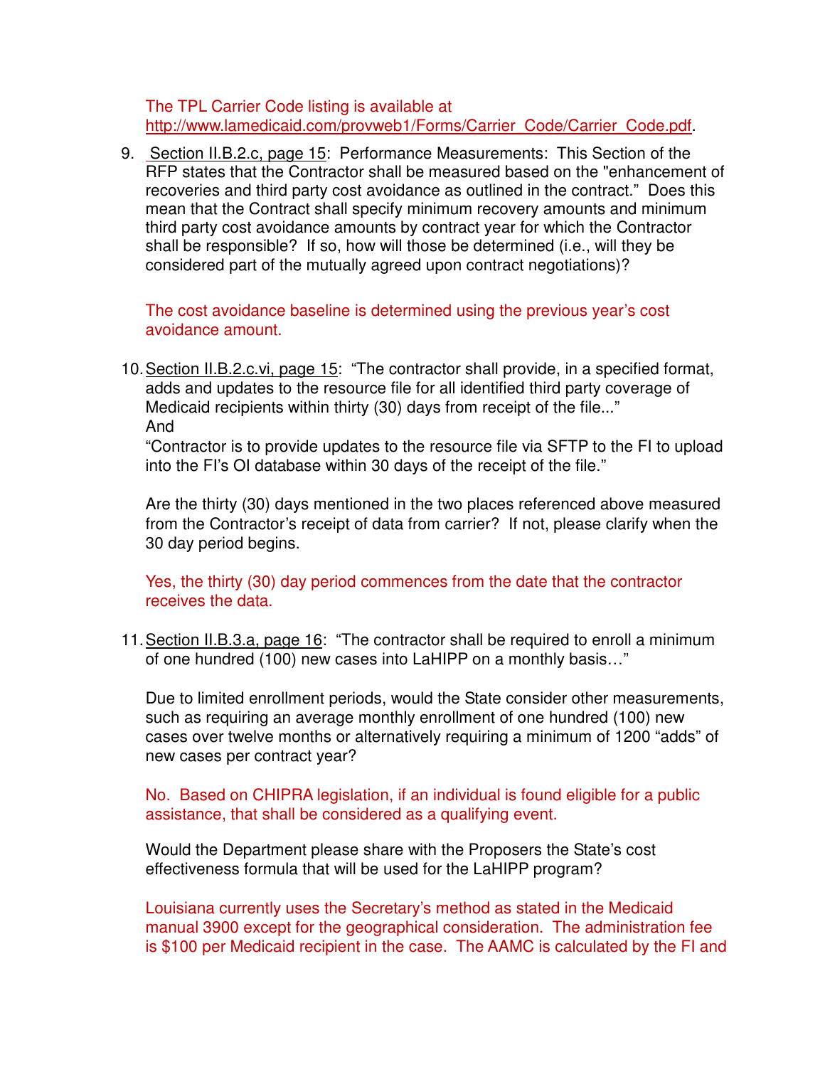The TPL Carrier Code listing is available at http://www.lamedicaid.com/provweb1/Forms/Carrier_Code/Carrier_Code.pdf.

9. Section II.B.2.c, page 15: Performance Measurements: This Section of the RFP states that the Contractor shall be measured based on the "enhancement of recoveries and third party cost avoidance as outlined in the contract." Does this mean that the Contract shall specify minimum recovery amounts and minimum third party cost avoidance amounts by contract year for which the Contractor shall be responsible? If so, how will those be determined (i.e., will they be considered part of the mutually agreed upon contract negotiations)?

   The cost avoidance baseline is determined using the previous year's cost avoidance amount.

10. Section II.B.2.c.vi, page 15: "The contractor shall provide, in a specified format, adds and updates to the resource file for all identified third party coverage of Medicaid recipients within thirty (30) days from receipt of the file..."
    And
    "Contractor is to provide updates to the resource file via SFTP to the FI to upload into the FI's OI database within 30 days of the receipt of the file."

    Are the thirty (30) days mentioned in the two places referenced above measured from the Contractor's receipt of data from carrier? If not, please clarify when the 30 day period begins.

    Yes, the thirty (30) day period commences from the date that the contractor receives the data.

11. Section II.B.3.a, page 16: "The contractor shall be required to enroll a minimum of one hundred (100) new cases into LaHIPP on a monthly basis…"

    Due to limited enrollment periods, would the State consider other measurements, such as requiring an average monthly enrollment of one hundred (100) new cases over twelve months or alternatively requiring a minimum of 1200 "adds" of new cases per contract year?

    No. Based on CHIPRA legislation, if an individual is found eligible for a public assistance, that shall be considered as a qualifying event.

    Would the Department please share with the Proposers the State's cost effectiveness formula that will be used for the LaHIPP program?

    Louisiana currently uses the Secretary's method as stated in the Medicaid manual 3900 except for the geographical consideration. The administration fee is $100 per Medicaid recipient in the case. The AAMC is calculated by the FI and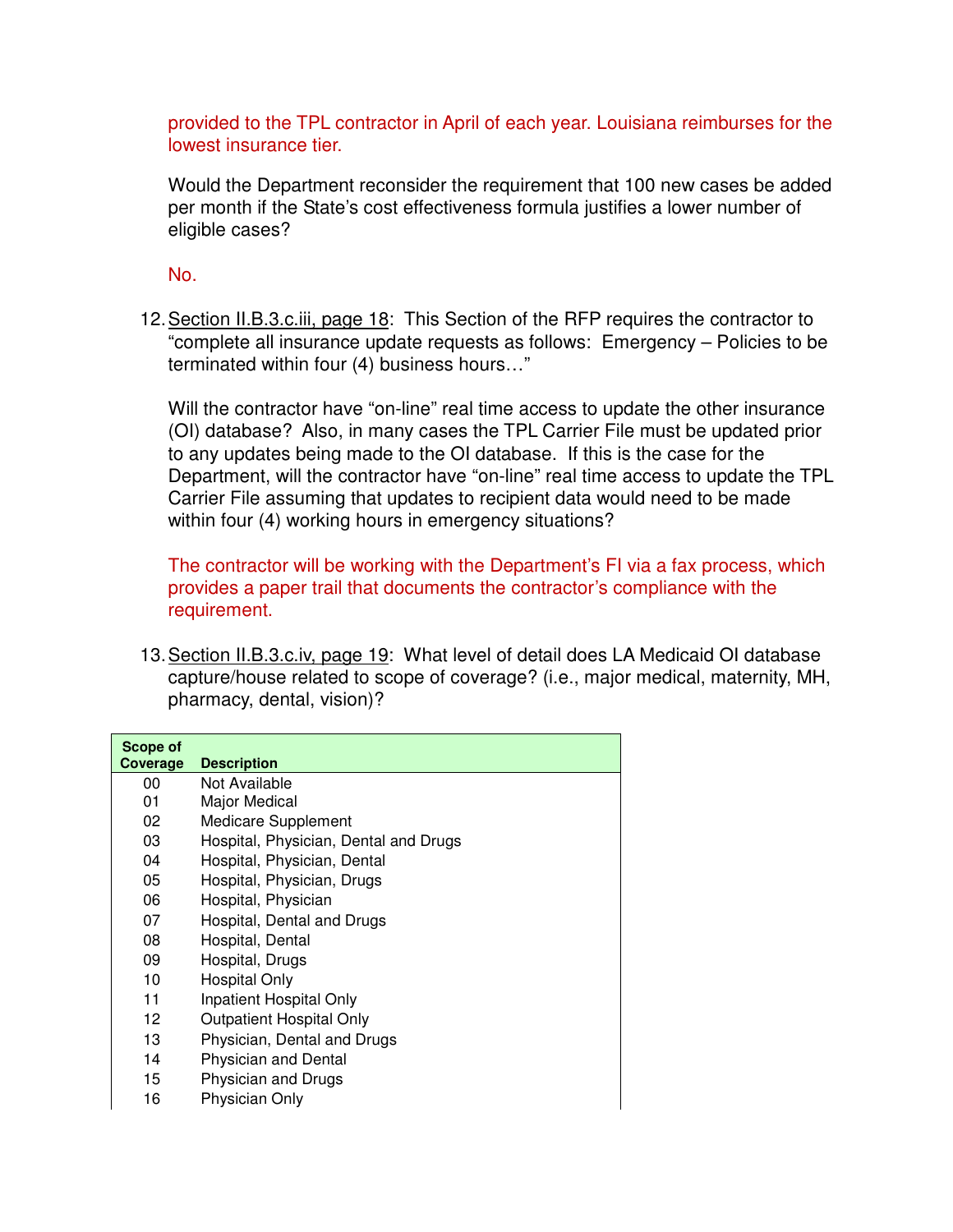provided to the TPL contractor in April of each year. Louisiana reimburses for the lowest insurance tier.

Would the Department reconsider the requirement that 100 new cases be added per month if the State's cost effectiveness formula justifies a lower number of eligible cases?

No.

12. Section II.B.3.c.iii, page 18: This Section of the RFP requires the contractor to "complete all insurance update requests as follows: Emergency – Policies to be terminated within four (4) business hours…"

    Will the contractor have "on-line" real time access to update the other insurance (OI) database? Also, in many cases the TPL Carrier File must be updated prior to any updates being made to the OI database. If this is the case for the Department, will the contractor have "on-line" real time access to update the TPL Carrier File assuming that updates to recipient data would need to be made within four (4) working hours in emergency situations?

    The contractor will be working with the Department's FI via a fax process, which provides a paper trail that documents the contractor's compliance with the requirement.

13. Section II.B.3.c.iv, page 19: What level of detail does LA Medicaid OI database capture/house related to scope of coverage? (i.e., major medical, maternity, MH, pharmacy, dental, vision)?

| Scope of Coverage | Description |
|---|---|
| 00 | Not Available |
| 01 | Major Medical |
| 02 | Medicare Supplement |
| 03 | Hospital, Physician, Dental and Drugs |
| 04 | Hospital, Physician, Dental |
| 05 | Hospital, Physician, Drugs |
| 06 | Hospital, Physician |
| 07 | Hospital, Dental and Drugs |
| 08 | Hospital, Dental |
| 09 | Hospital, Drugs |
| 10 | Hospital Only |
| 11 | Inpatient Hospital Only |
| 12 | Outpatient Hospital Only |
| 13 | Physician, Dental and Drugs |
| 14 | Physician and Dental |
| 15 | Physician and Drugs |
| 16 | Physician Only |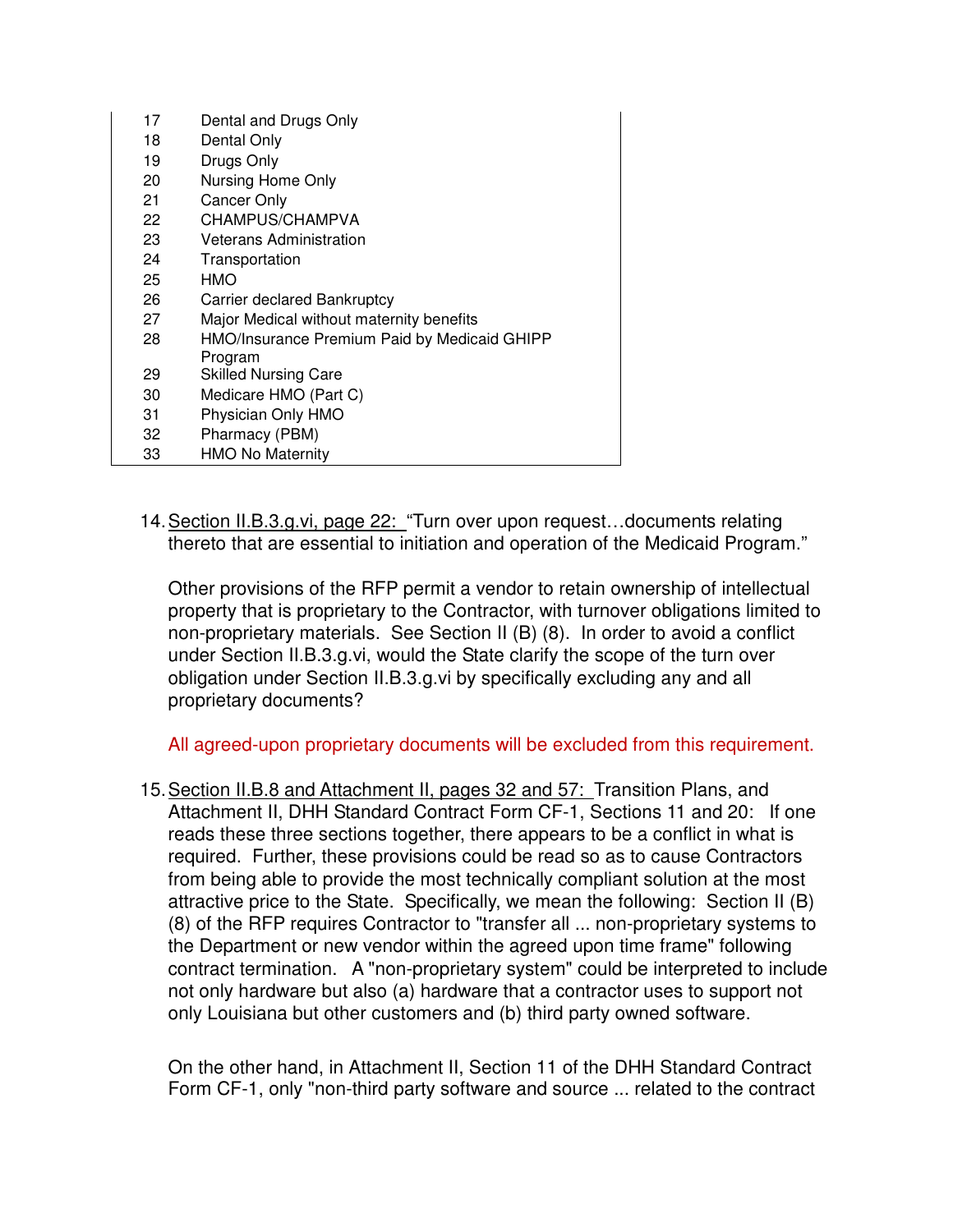| | |
|---|---|
| 17 | Dental and Drugs Only |
| 18 | Dental Only |
| 19 | Drugs Only |
| 20 | Nursing Home Only |
| 21 | Cancer Only |
| 22 | CHAMPUS/CHAMPVA |
| 23 | Veterans Administration |
| 24 | Transportation |
| 25 | HMO |
| 26 | Carrier declared Bankruptcy |
| 27 | Major Medical without maternity benefits |
| 28 | HMO/Insurance Premium Paid by Medicaid GHIPP Program |
| 29 | Skilled Nursing Care |
| 30 | Medicare HMO (Part C) |
| 31 | Physician Only HMO |
| 32 | Pharmacy (PBM) |
| 33 | HMO No Maternity |

14. Section II.B.3.g.vi, page 22: "Turn over upon request…documents relating thereto that are essential to initiation and operation of the Medicaid Program."

    Other provisions of the RFP permit a vendor to retain ownership of intellectual property that is proprietary to the Contractor, with turnover obligations limited to non-proprietary materials. See Section II (B) (8). In order to avoid a conflict under Section II.B.3.g.vi, would the State clarify the scope of the turn over obligation under Section II.B.3.g.vi by specifically excluding any and all proprietary documents?

    All agreed-upon proprietary documents will be excluded from this requirement.

15. Section II.B.8 and Attachment II, pages 32 and 57: Transition Plans, and Attachment II, DHH Standard Contract Form CF-1, Sections 11 and 20: If one reads these three sections together, there appears to be a conflict in what is required. Further, these provisions could be read so as to cause Contractors from being able to provide the most technically compliant solution at the most attractive price to the State. Specifically, we mean the following: Section II (B) (8) of the RFP requires Contractor to "transfer all ... non-proprietary systems to the Department or new vendor within the agreed upon time frame" following contract termination. A "non-proprietary system" could be interpreted to include not only hardware but also (a) hardware that a contractor uses to support not only Louisiana but other customers and (b) third party owned software.

    On the other hand, in Attachment II, Section 11 of the DHH Standard Contract Form CF-1, only "non-third party software and source ... related to the contract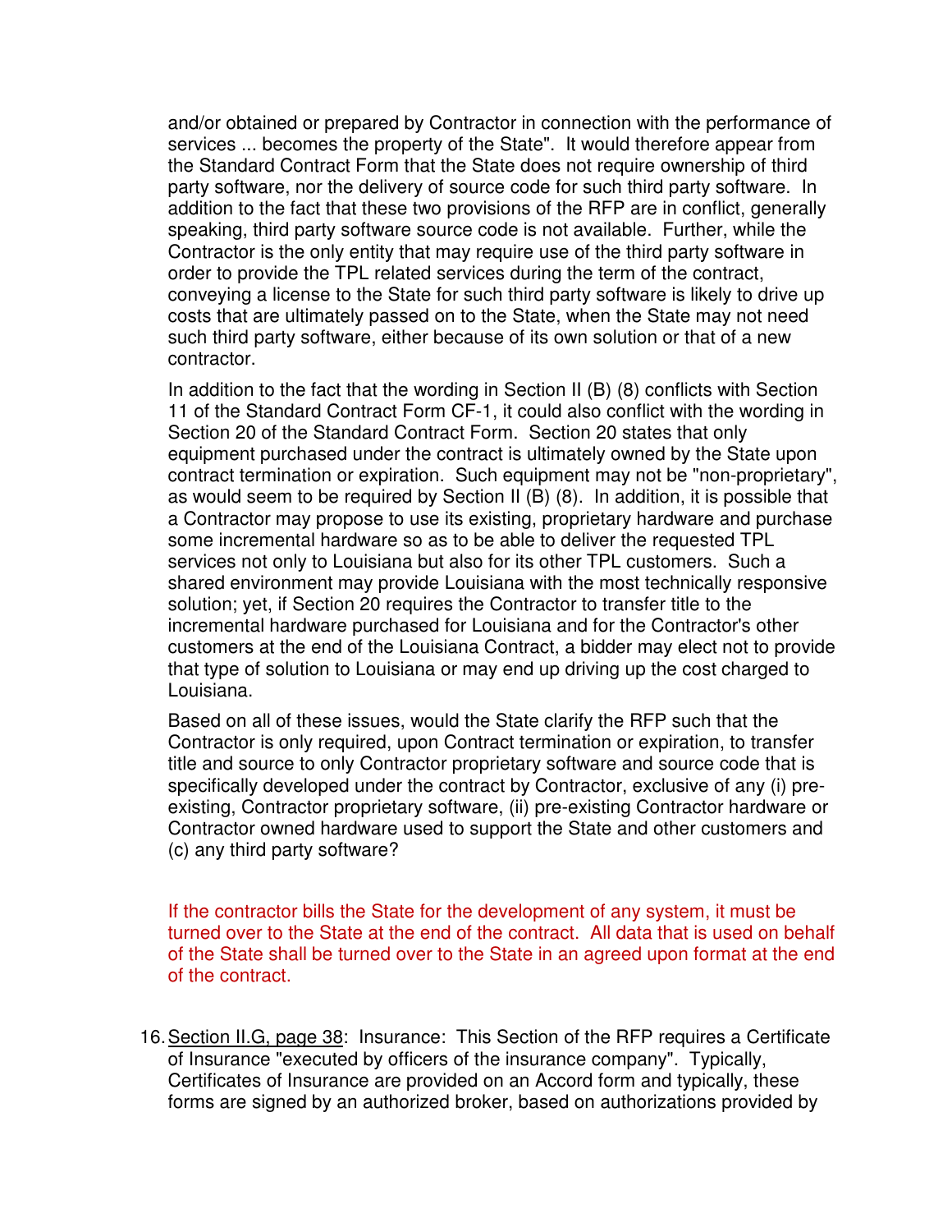and/or obtained or prepared by Contractor in connection with the performance of services ... becomes the property of the State". It would therefore appear from the Standard Contract Form that the State does not require ownership of third party software, nor the delivery of source code for such third party software. In addition to the fact that these two provisions of the RFP are in conflict, generally speaking, third party software source code is not available. Further, while the Contractor is the only entity that may require use of the third party software in order to provide the TPL related services during the term of the contract, conveying a license to the State for such third party software is likely to drive up costs that are ultimately passed on to the State, when the State may not need such third party software, either because of its own solution or that of a new contractor.

In addition to the fact that the wording in Section II (B) (8) conflicts with Section 11 of the Standard Contract Form CF-1, it could also conflict with the wording in Section 20 of the Standard Contract Form. Section 20 states that only equipment purchased under the contract is ultimately owned by the State upon contract termination or expiration. Such equipment may not be "non-proprietary", as would seem to be required by Section II (B) (8). In addition, it is possible that a Contractor may propose to use its existing, proprietary hardware and purchase some incremental hardware so as to be able to deliver the requested TPL services not only to Louisiana but also for its other TPL customers. Such a shared environment may provide Louisiana with the most technically responsive solution; yet, if Section 20 requires the Contractor to transfer title to the incremental hardware purchased for Louisiana and for the Contractor's other customers at the end of the Louisiana Contract, a bidder may elect not to provide that type of solution to Louisiana or may end up driving up the cost charged to Louisiana.

Based on all of these issues, would the State clarify the RFP such that the Contractor is only required, upon Contract termination or expiration, to transfer title and source to only Contractor proprietary software and source code that is specifically developed under the contract by Contractor, exclusive of any (i) pre-existing, Contractor proprietary software, (ii) pre-existing Contractor hardware or Contractor owned hardware used to support the State and other customers and (c) any third party software?

If the contractor bills the State for the development of any system, it must be turned over to the State at the end of the contract. All data that is used on behalf of the State shall be turned over to the State in an agreed upon format at the end of the contract.

16. Section II.G, page 38: Insurance: This Section of the RFP requires a Certificate of Insurance "executed by officers of the insurance company". Typically, Certificates of Insurance are provided on an Accord form and typically, these forms are signed by an authorized broker, based on authorizations provided by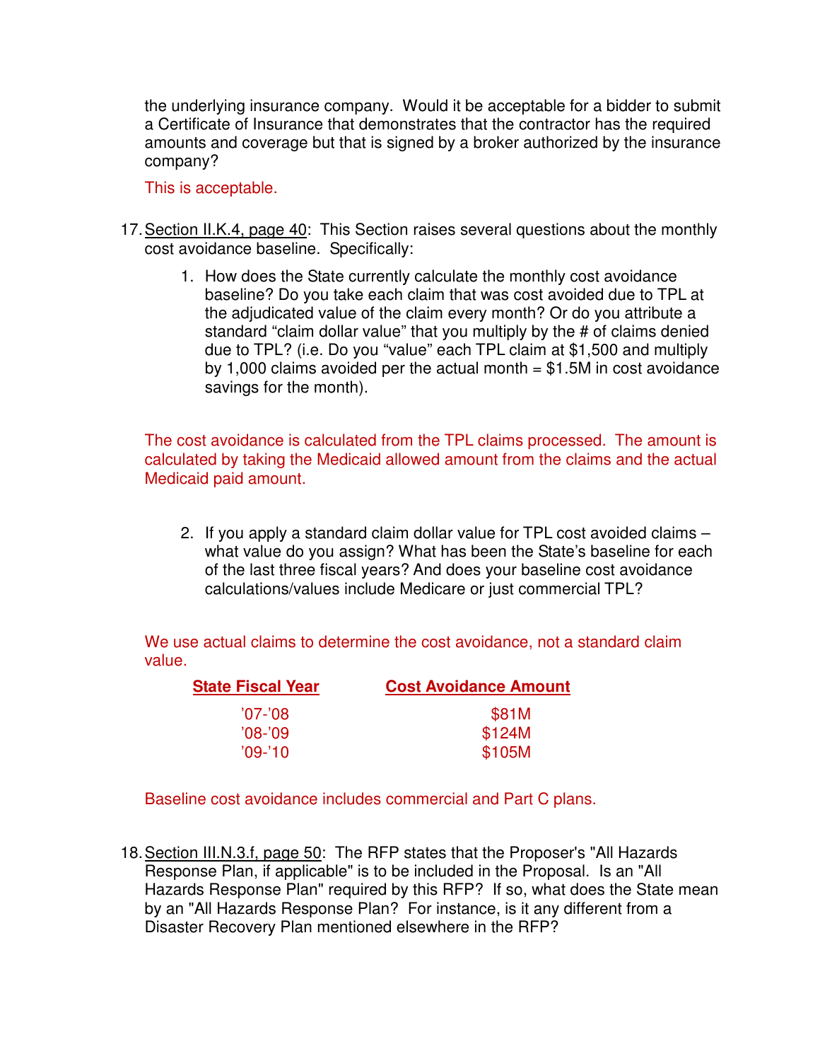the underlying insurance company. Would it be acceptable for a bidder to submit a Certificate of Insurance that demonstrates that the contractor has the required amounts and coverage but that is signed by a broker authorized by the insurance company?

This is acceptable.

17. Section II.K.4, page 40: This Section raises several questions about the monthly cost avoidance baseline. Specifically:

    1. How does the State currently calculate the monthly cost avoidance baseline? Do you take each claim that was cost avoided due to TPL at the adjudicated value of the claim every month? Or do you attribute a standard "claim dollar value" that you multiply by the # of claims denied due to TPL? (i.e. Do you "value" each TPL claim at $1,500 and multiply by 1,000 claims avoided per the actual month = $1.5M in cost avoidance savings for the month).

    The cost avoidance is calculated from the TPL claims processed. The amount is calculated by taking the Medicaid allowed amount from the claims and the actual Medicaid paid amount.

    2. If you apply a standard claim dollar value for TPL cost avoided claims – what value do you assign? What has been the State's baseline for each of the last three fiscal years? And does your baseline cost avoidance calculations/values include Medicare or just commercial TPL?

    We use actual claims to determine the cost avoidance, not a standard claim value.

    | State Fiscal Year | Cost Avoidance Amount |
    |---|---|
    | '07-'08 | $81M |
    | '08-'09 | $124M |
    | '09-'10 | $105M |

    Baseline cost avoidance includes commercial and Part C plans.

18. Section III.N.3.f, page 50: The RFP states that the Proposer's "All Hazards Response Plan, if applicable" is to be included in the Proposal. Is an "All Hazards Response Plan" required by this RFP? If so, what does the State mean by an "All Hazards Response Plan? For instance, is it any different from a Disaster Recovery Plan mentioned elsewhere in the RFP?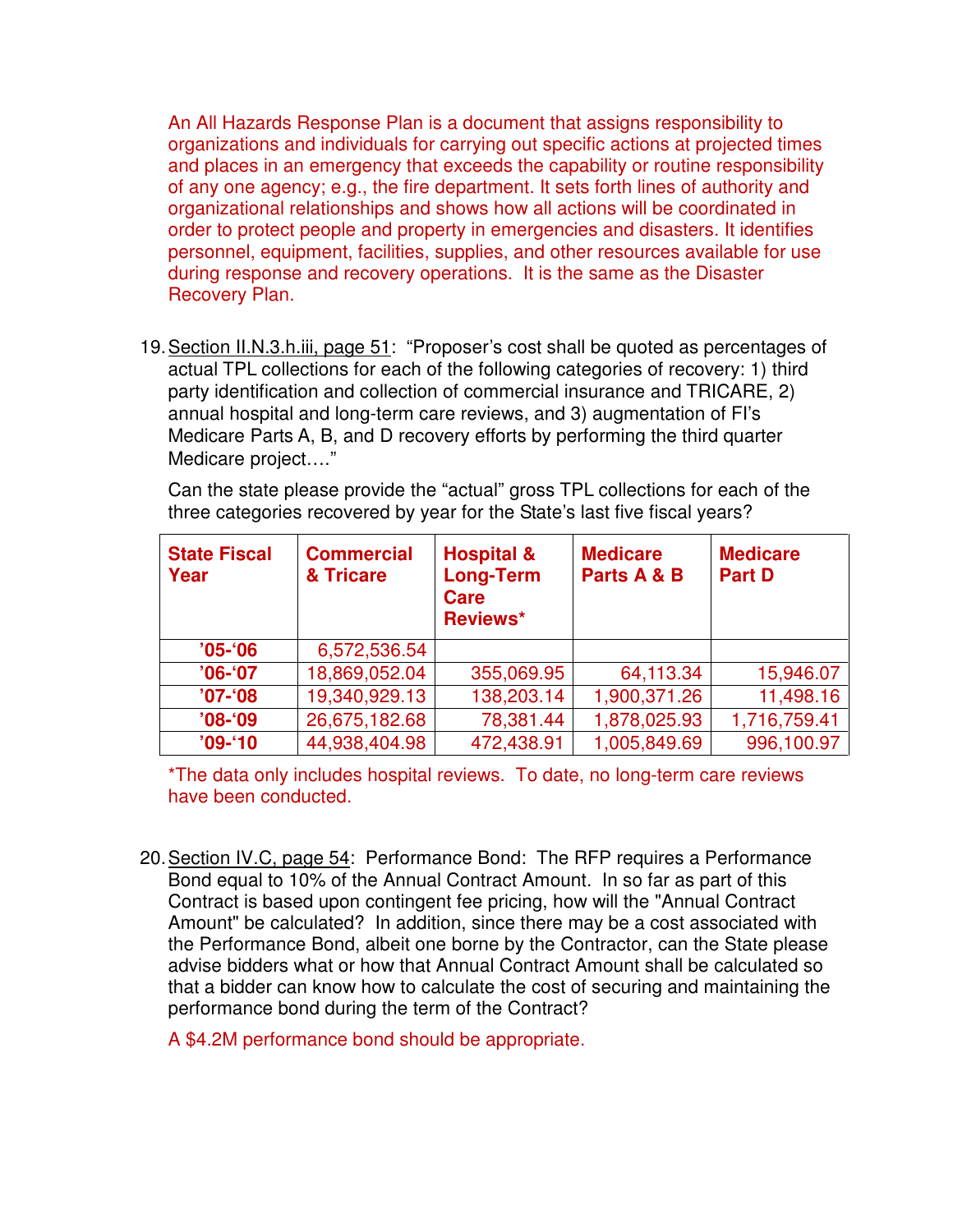An All Hazards Response Plan is a document that assigns responsibility to organizations and individuals for carrying out specific actions at projected times and places in an emergency that exceeds the capability or routine responsibility of any one agency; e.g., the fire department. It sets forth lines of authority and organizational relationships and shows how all actions will be coordinated in order to protect people and property in emergencies and disasters. It identifies personnel, equipment, facilities, supplies, and other resources available for use during response and recovery operations. It is the same as the Disaster Recovery Plan.

19. Section II.N.3.h.iii, page 51: "Proposer's cost shall be quoted as percentages of actual TPL collections for each of the following categories of recovery: 1) third party identification and collection of commercial insurance and TRICARE, 2) annual hospital and long-term care reviews, and 3) augmentation of FI's Medicare Parts A, B, and D recovery efforts by performing the third quarter Medicare project…."

    Can the state please provide the "actual" gross TPL collections for each of the three categories recovered by year for the State's last five fiscal years?

| State Fiscal Year | Commercial & Tricare | Hospital & Long-Term Care Reviews* | Medicare Parts A & B | Medicare Part D |
|---|---|---|---|---|
| '05-'06 | 6,572,536.54 | | | |
| '06-'07 | 18,869,052.04 | 355,069.95 | 64,113.34 | 15,946.07 |
| '07-'08 | 19,340,929.13 | 138,203.14 | 1,900,371.26 | 11,498.16 |
| '08-'09 | 26,675,182.68 | 78,381.44 | 1,878,025.93 | 1,716,759.41 |
| '09-'10 | 44,938,404.98 | 472,438.91 | 1,005,849.69 | 996,100.97 |

*The data only includes hospital reviews. To date, no long-term care reviews have been conducted.

20. Section IV.C, page 54: Performance Bond: The RFP requires a Performance Bond equal to 10% of the Annual Contract Amount. In so far as part of this Contract is based upon contingent fee pricing, how will the "Annual Contract Amount" be calculated? In addition, since there may be a cost associated with the Performance Bond, albeit one borne by the Contractor, can the State please advise bidders what or how that Annual Contract Amount shall be calculated so that a bidder can know how to calculate the cost of securing and maintaining the performance bond during the term of the Contract?

    A $4.2M performance bond should be appropriate.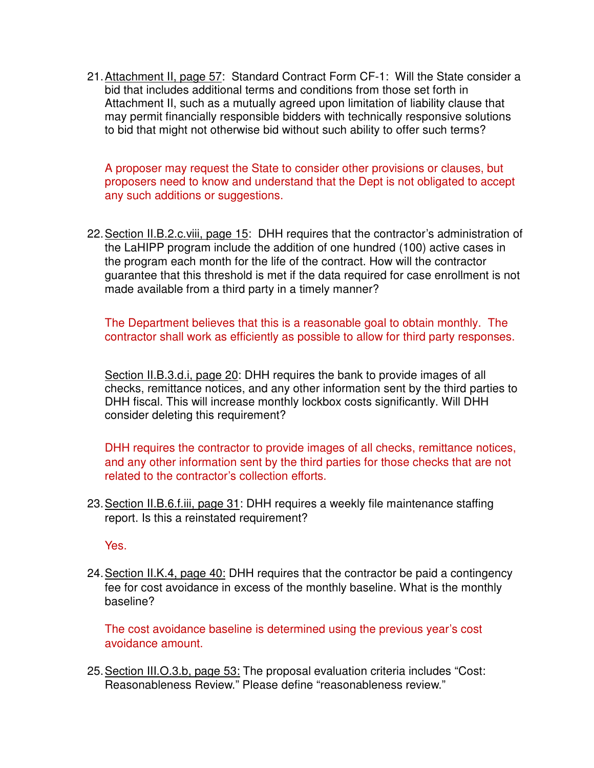21. Attachment II, page 57: Standard Contract Form CF-1: Will the State consider a bid that includes additional terms and conditions from those set forth in Attachment II, such as a mutually agreed upon limitation of liability clause that may permit financially responsible bidders with technically responsive solutions to bid that might not otherwise bid without such ability to offer such terms?

   A proposer may request the State to consider other provisions or clauses, but proposers need to know and understand that the Dept is not obligated to accept any such additions or suggestions.

22. Section II.B.2.c.viii, page 15: DHH requires that the contractor's administration of the LaHIPP program include the addition of one hundred (100) active cases in the program each month for the life of the contract. How will the contractor guarantee that this threshold is met if the data required for case enrollment is not made available from a third party in a timely manner?

   The Department believes that this is a reasonable goal to obtain monthly. The contractor shall work as efficiently as possible to allow for third party responses.

   Section II.B.3.d.i, page 20: DHH requires the bank to provide images of all checks, remittance notices, and any other information sent by the third parties to DHH fiscal. This will increase monthly lockbox costs significantly. Will DHH consider deleting this requirement?

   DHH requires the contractor to provide images of all checks, remittance notices, and any other information sent by the third parties for those checks that are not related to the contractor's collection efforts.

23. Section II.B.6.f.iii, page 31: DHH requires a weekly file maintenance staffing report. Is this a reinstated requirement?

   Yes.

24. Section II.K.4, page 40: DHH requires that the contractor be paid a contingency fee for cost avoidance in excess of the monthly baseline. What is the monthly baseline?

   The cost avoidance baseline is determined using the previous year's cost avoidance amount.

25. Section III.O.3.b, page 53: The proposal evaluation criteria includes "Cost: Reasonableness Review." Please define "reasonableness review."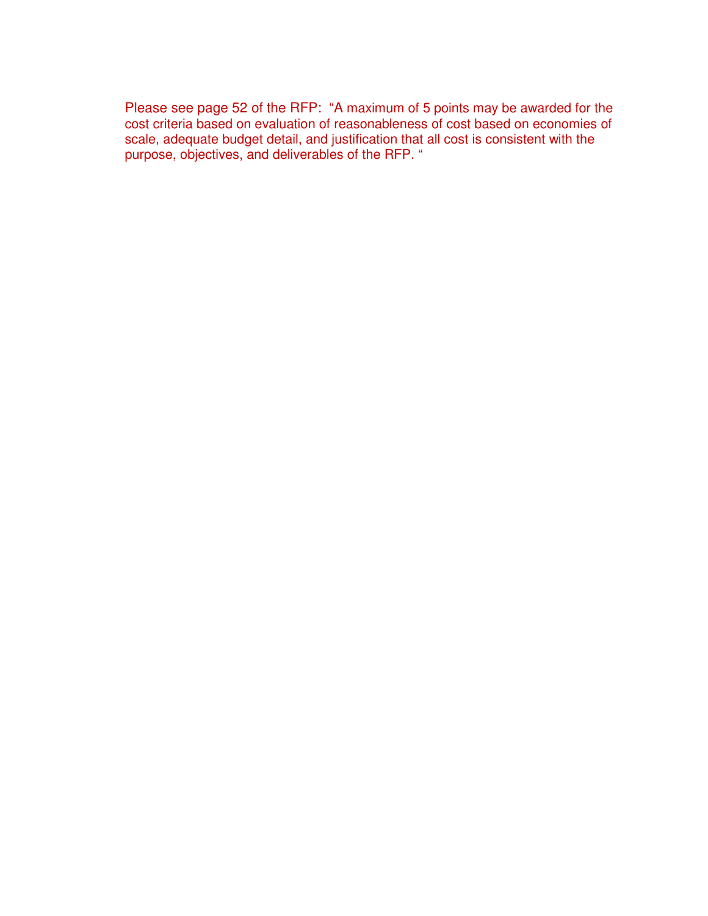Please see page 52 of the RFP: "A maximum of 5 points may be awarded for the cost criteria based on evaluation of reasonableness of cost based on economies of scale, adequate budget detail, and justification that all cost is consistent with the purpose, objectives, and deliverables of the RFP. "